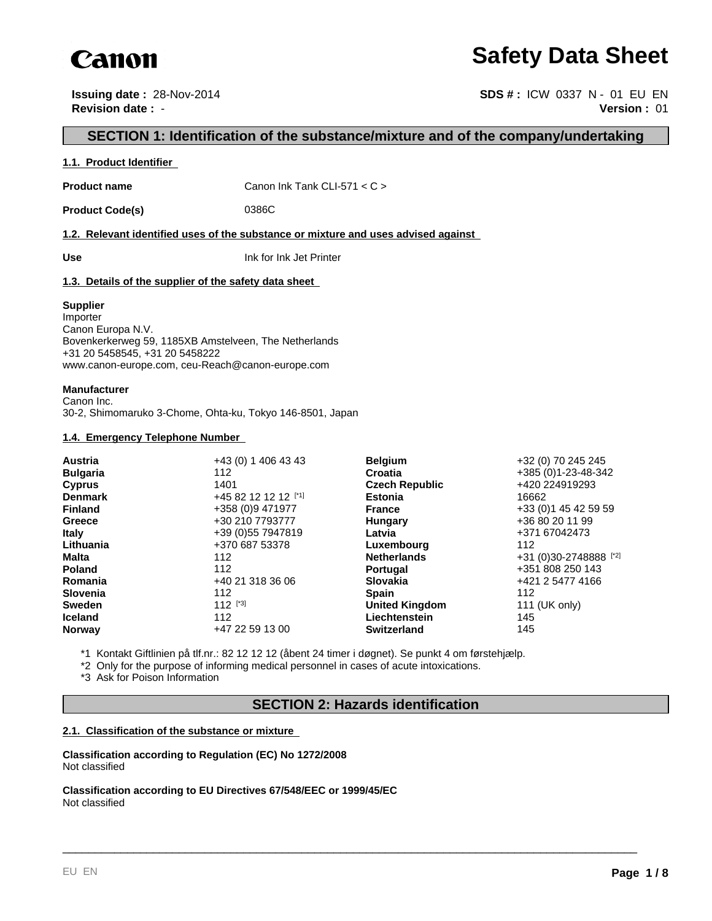Canon

# Safety Data Sheet

**Issuing date :** 28-Nov-2014
**Revision date :** -

**SDS # :** ICW 0337 N - 01 EU EN
**Version :** 01

## SECTION 1: Identification of the substance/mixture and of the company/undertaking

### 1.1. Product Identifier

**Product name** Canon Ink Tank CLI-571 < C >

**Product Code(s)** 0386C

### 1.2. Relevant identified uses of the substance or mixture and uses advised against

**Use** Ink for Ink Jet Printer

### 1.3. Details of the supplier of the safety data sheet

**Supplier**
Importer
Canon Europa N.V.
Bovenkerkerweg 59, 1185XB Amstelveen, The Netherlands
+31 20 5458545, +31 20 5458222
www.canon-europe.com, ceu-Reach@canon-europe.com

**Manufacturer**
Canon Inc.
30-2, Shimomaruko 3-Chome, Ohta-ku, Tokyo 146-8501, Japan

### 1.4. Emergency Telephone Number

| | | | |
|---|---|---|---|
| **Austria** | +43 (0) 1 406 43 43 | **Belgium** | +32 (0) 70 245 245 |
| **Bulgaria** | 112 | **Croatia** | +385 (0)1-23-48-342 |
| **Cyprus** | 1401 | **Czech Republic** | +420 224919293 |
| **Denmark** | +45 82 12 12 12 [*1] | **Estonia** | 16662 |
| **Finland** | +358 (0)9 471977 | **France** | +33 (0)1 45 42 59 59 |
| **Greece** | +30 210 7793777 | **Hungary** | +36 80 20 11 99 |
| **Italy** | +39 (0)55 7947819 | **Latvia** | +371 67042473 |
| **Lithuania** | +370 687 53378 | **Luxembourg** | 112 |
| **Malta** | 112 | **Netherlands** | +31 (0)30-2748888 [*2] |
| **Poland** | 112 | **Portugal** | +351 808 250 143 |
| **Romania** | +40 21 318 36 06 | **Slovakia** | +421 2 5477 4166 |
| **Slovenia** | 112 | **Spain** | 112 |
| **Sweden** | 112 [*3] | **United Kingdom** | 111 (UK only) |
| **Iceland** | 112 | **Liechtenstein** | 145 |
| **Norway** | +47 22 59 13 00 | **Switzerland** | 145 |

*1 Kontakt Giftlinien på tlf.nr.: 82 12 12 12 (åbent 24 timer i døgnet). Se punkt 4 om førstehjælp.
*2 Only for the purpose of informing medical personnel in cases of acute intoxications.
*3 Ask for Poison Information

## SECTION 2: Hazards identification

### 2.1. Classification of the substance or mixture

**Classification according to Regulation (EC) No 1272/2008**
Not classified

**Classification according to EU Directives 67/548/EEC or 1999/45/EC**
Not classified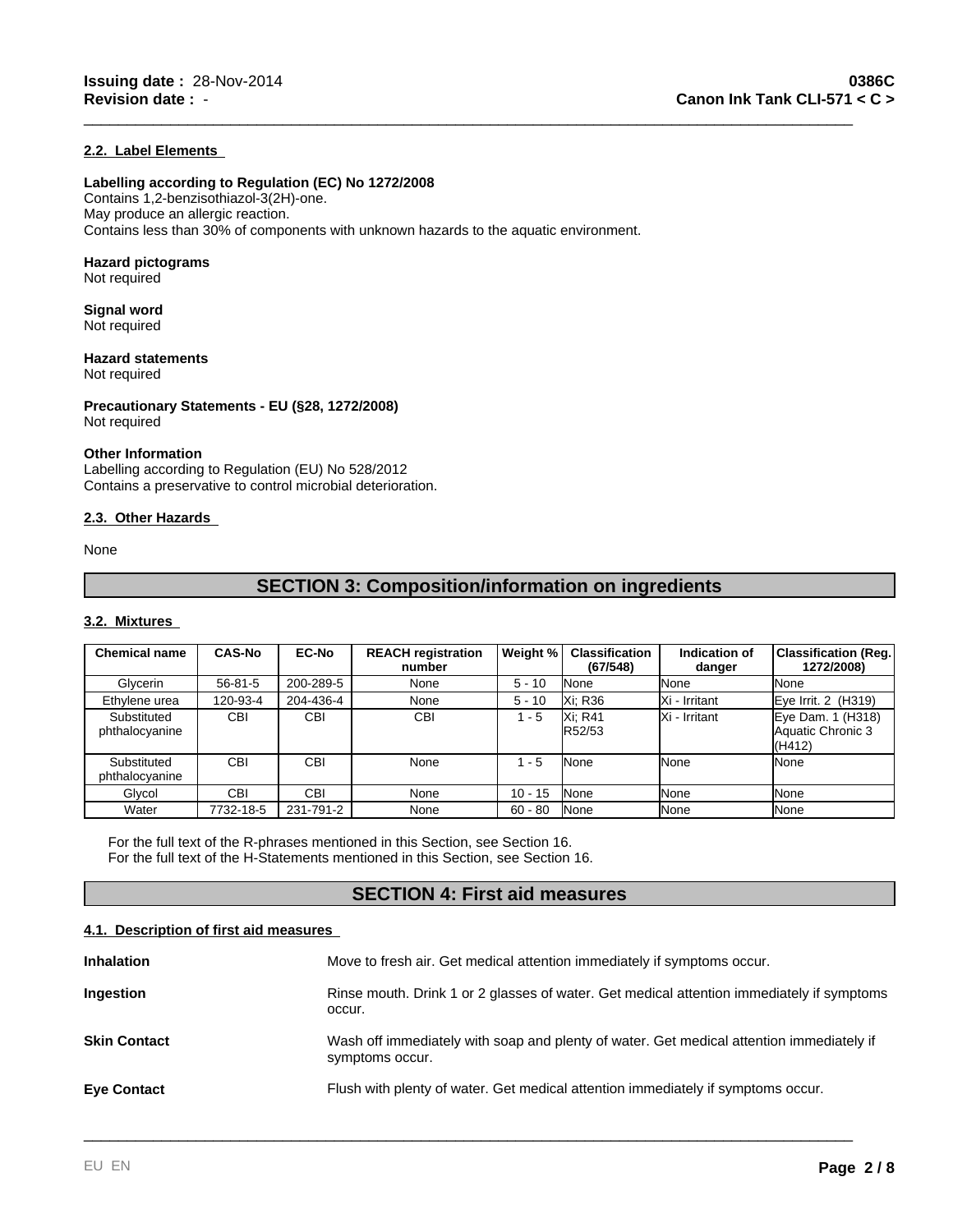### 2.2. Label Elements

**Labelling according to Regulation (EC) No 1272/2008**
Contains 1,2-benzisothiazol-3(2H)-one.
May produce an allergic reaction.
Contains less than 30% of components with unknown hazards to the aquatic environment.

**Hazard pictograms**
Not required

**Signal word**
Not required

**Hazard statements**
Not required

**Precautionary Statements - EU (§28, 1272/2008)**
Not required

**Other Information**
Labelling according to Regulation (EU) No 528/2012
Contains a preservative to control microbial deterioration.

### 2.3. Other Hazards

None

## SECTION 3: Composition/information on ingredients

### 3.2. Mixtures

| Chemical name | CAS-No | EC-No | REACH registration number | Weight % | Classification (67/548) | Indication of danger | Classification (Reg. 1272/2008) |
|---|---|---|---|---|---|---|---|
| Glycerin | 56-81-5 | 200-289-5 | None | 5 - 10 | None | None | None |
| Ethylene urea | 120-93-4 | 204-436-4 | None | 5 - 10 | Xi; R36 | Xi - Irritant | Eye Irrit. 2 (H319) |
| Substituted phthalocyanine | CBI | CBI | CBI | 1 - 5 | Xi; R41 R52/53 | Xi - Irritant | Eye Dam. 1 (H318) Aquatic Chronic 3 (H412) |
| Substituted phthalocyanine | CBI | CBI | None | 1 - 5 | None | None | None |
| Glycol | CBI | CBI | None | 10 - 15 | None | None | None |
| Water | 7732-18-5 | 231-791-2 | None | 60 - 80 | None | None | None |

For the full text of the R-phrases mentioned in this Section, see Section 16.
For the full text of the H-Statements mentioned in this Section, see Section 16.

## SECTION 4: First aid measures

### 4.1. Description of first aid measures

**Inhalation**
Move to fresh air. Get medical attention immediately if symptoms occur.

**Ingestion**
Rinse mouth. Drink 1 or 2 glasses of water. Get medical attention immediately if symptoms occur.

**Skin Contact**
Wash off immediately with soap and plenty of water. Get medical attention immediately if symptoms occur.

**Eye Contact**
Flush with plenty of water. Get medical attention immediately if symptoms occur.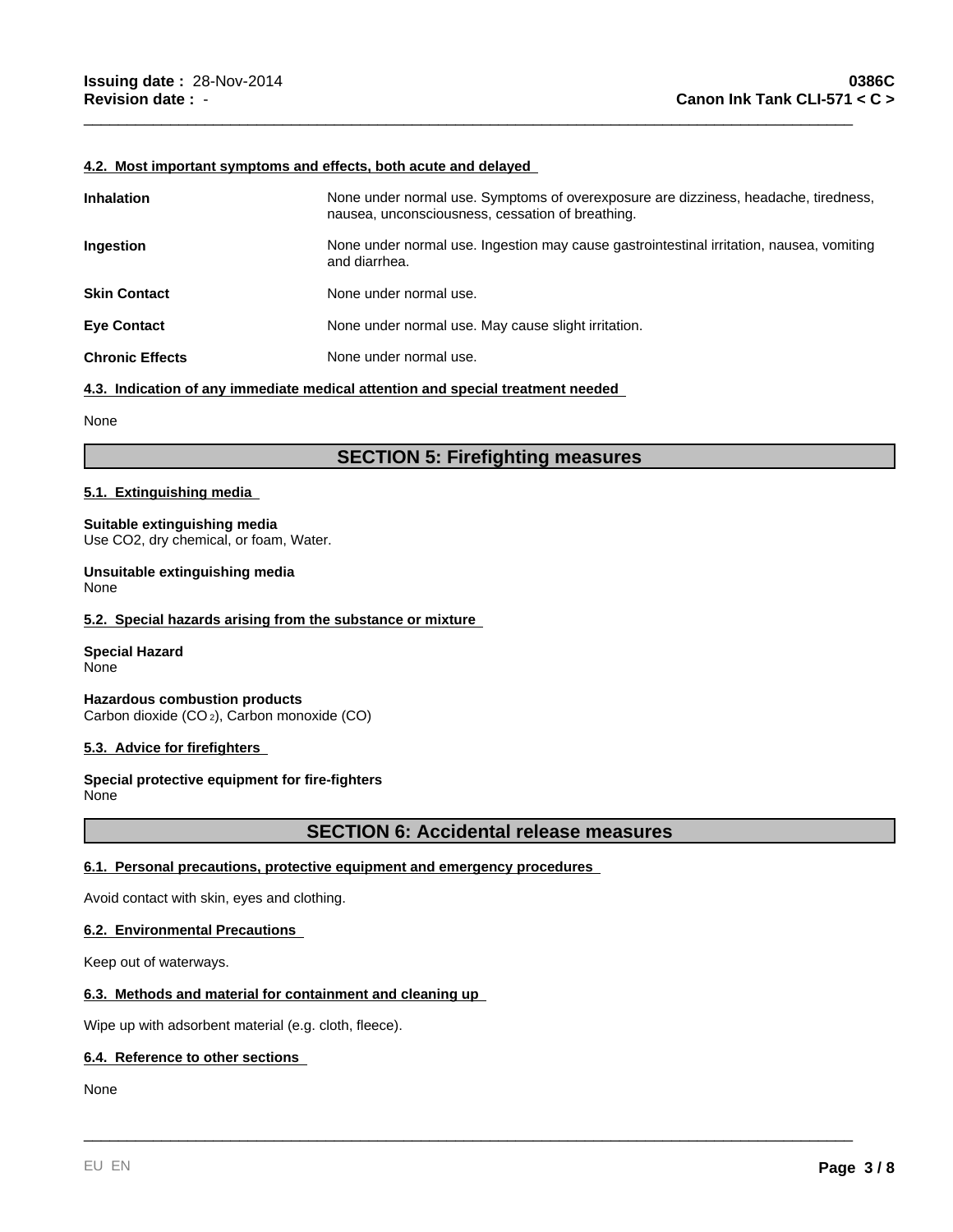#### 4.2. Most important symptoms and effects, both acute and delayed

| | |
|---|---|
| **Inhalation** | None under normal use. Symptoms of overexposure are dizziness, headache, tiredness, nausea, unconsciousness, cessation of breathing. |
| **Ingestion** | None under normal use. Ingestion may cause gastrointestinal irritation, nausea, vomiting and diarrhea. |
| **Skin Contact** | None under normal use. |
| **Eye Contact** | None under normal use. May cause slight irritation. |
| **Chronic Effects** | None under normal use. |

#### 4.3. Indication of any immediate medical attention and special treatment needed

None

## SECTION 5: Firefighting measures

#### 5.1. Extinguishing media

**Suitable extinguishing media**
Use CO2, dry chemical, or foam, Water.

**Unsuitable extinguishing media**
None

#### 5.2. Special hazards arising from the substance or mixture

**Special Hazard**
None

**Hazardous combustion products**
Carbon dioxide ($CO_2$), Carbon monoxide (CO)

#### 5.3. Advice for firefighters

**Special protective equipment for fire-fighters**
None

## SECTION 6: Accidental release measures

#### 6.1. Personal precautions, protective equipment and emergency procedures

Avoid contact with skin, eyes and clothing.

#### 6.2. Environmental Precautions

Keep out of waterways.

#### 6.3. Methods and material for containment and cleaning up

Wipe up with adsorbent material (e.g. cloth, fleece).

#### 6.4. Reference to other sections

None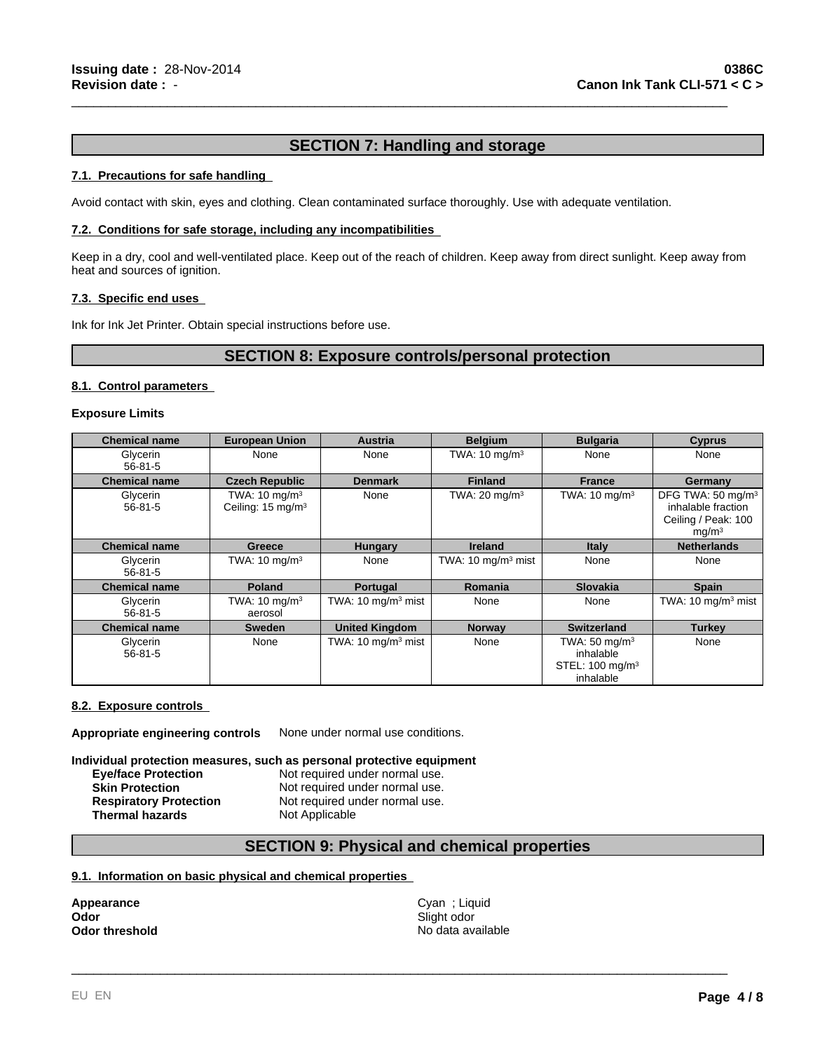## SECTION 7: Handling and storage

### 7.1. Precautions for safe handling

Avoid contact with skin, eyes and clothing. Clean contaminated surface thoroughly. Use with adequate ventilation.

### 7.2. Conditions for safe storage, including any incompatibilities

Keep in a dry, cool and well-ventilated place. Keep out of the reach of children. Keep away from direct sunlight. Keep away from heat and sources of ignition.

### 7.3. Specific end uses

Ink for Ink Jet Printer. Obtain special instructions before use.

## SECTION 8: Exposure controls/personal protection

### 8.1. Control parameters

**Exposure Limits**

| Chemical name | European Union | Austria | Belgium | Bulgaria | Cyprus |
|---|---|---|---|---|---|
| Glycerin 56-81-5 | None | None | TWA: 10 mg/m³ | None | None |
| **Chemical name** | **Czech Republic** | **Denmark** | **Finland** | **France** | **Germany** |
| Glycerin 56-81-5 | TWA: 10 mg/m³ Ceiling: 15 mg/m³ | None | TWA: 20 mg/m³ | TWA: 10 mg/m³ | DFG TWA: 50 mg/m³ inhalable fraction Ceiling / Peak: 100 mg/m³ |
| **Chemical name** | **Greece** | **Hungary** | **Ireland** | **Italy** | **Netherlands** |
| Glycerin 56-81-5 | TWA: 10 mg/m³ | None | TWA: 10 mg/m³ mist | None | None |
| **Chemical name** | **Poland** | **Portugal** | **Romania** | **Slovakia** | **Spain** |
| Glycerin 56-81-5 | TWA: 10 mg/m³ aerosol | TWA: 10 mg/m³ mist | None | None | TWA: 10 mg/m³ mist |
| **Chemical name** | **Sweden** | **United Kingdom** | **Norway** | **Switzerland** | **Turkey** |
| Glycerin 56-81-5 | None | TWA: 10 mg/m³ mist | None | TWA: 50 mg/m³ inhalable STEL: 100 mg/m³ inhalable | None |

### 8.2. Exposure controls

**Appropriate engineering controls** None under normal use conditions.

**Individual protection measures, such as personal protective equipment**

**Eye/face Protection** Not required under normal use.
**Skin Protection** Not required under normal use.
**Respiratory Protection** Not required under normal use.
**Thermal hazards** Not Applicable

## SECTION 9: Physical and chemical properties

### 9.1. Information on basic physical and chemical properties

**Appearance** Cyan ; Liquid
**Odor** Slight odor
**Odor threshold** No data available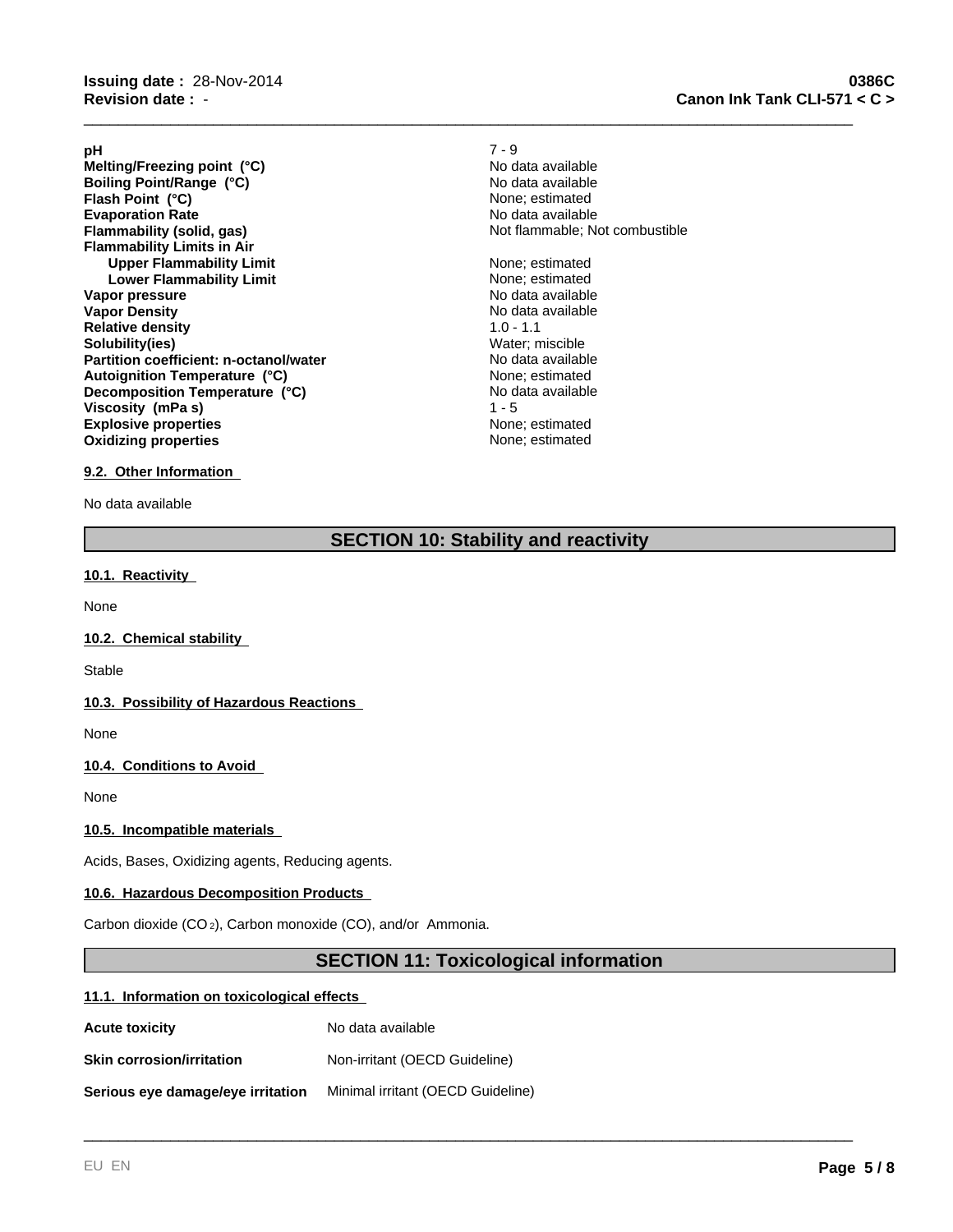| Property | Value |
|---|---|
| **pH** | 7 - 9 |
| **Melting/Freezing point (°C)** | No data available |
| **Boiling Point/Range (°C)** | No data available |
| **Flash Point (°C)** | None; estimated |
| **Evaporation Rate** | No data available |
| **Flammability (solid, gas)** | Not flammable; Not combustible |
| **Flammability Limits in Air** | |
| **Upper Flammability Limit** | None; estimated |
| **Lower Flammability Limit** | None; estimated |
| **Vapor pressure** | No data available |
| **Vapor Density** | No data available |
| **Relative density** | 1.0 - 1.1 |
| **Solubility(ies)** | Water; miscible |
| **Partition coefficient: n-octanol/water** | No data available |
| **Autoignition Temperature (°C)** | None; estimated |
| **Decomposition Temperature (°C)** | No data available |
| **Viscosity (mPa s)** | 1 - 5 |
| **Explosive properties** | None; estimated |
| **Oxidizing properties** | None; estimated |

### 9.2. Other Information

No data available

## SECTION 10: Stability and reactivity

### 10.1. Reactivity

None

### 10.2. Chemical stability

Stable

### 10.3. Possibility of Hazardous Reactions

None

### 10.4. Conditions to Avoid

None

### 10.5. Incompatible materials

Acids, Bases, Oxidizing agents, Reducing agents.

### 10.6. Hazardous Decomposition Products

Carbon dioxide ($CO_2$), Carbon monoxide (CO), and/or Ammonia.

## SECTION 11: Toxicological information

### 11.1. Information on toxicological effects

| Effect | Result |
|---|---|
| **Acute toxicity** | No data available |
| **Skin corrosion/irritation** | Non-irritant (OECD Guideline) |
| **Serious eye damage/eye irritation** | Minimal irritant (OECD Guideline) |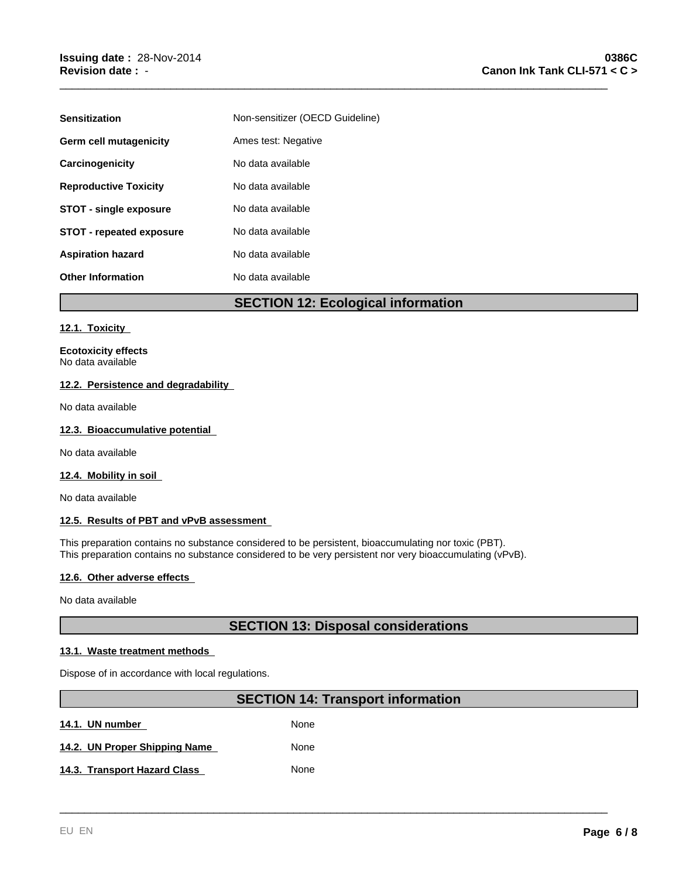| | |
|---|---|
| **Sensitization** | Non-sensitizer (OECD Guideline) |
| **Germ cell mutagenicity** | Ames test: Negative |
| **Carcinogenicity** | No data available |
| **Reproductive Toxicity** | No data available |
| **STOT - single exposure** | No data available |
| **STOT - repeated exposure** | No data available |
| **Aspiration hazard** | No data available |
| **Other Information** | No data available |

## SECTION 12: Ecological information

### 12.1. Toxicity

**Ecotoxicity effects**
No data available

### 12.2. Persistence and degradability

No data available

### 12.3. Bioaccumulative potential

No data available

### 12.4. Mobility in soil

No data available

### 12.5. Results of PBT and vPvB assessment

This preparation contains no substance considered to be persistent, bioaccumulating nor toxic (PBT).
This preparation contains no substance considered to be very persistent nor very bioaccumulating (vPvB).

### 12.6. Other adverse effects

No data available

## SECTION 13: Disposal considerations

### 13.1. Waste treatment methods

Dispose of in accordance with local regulations.

## SECTION 14: Transport information

| | |
|---|---|
| **14.1. UN number** | None |
| **14.2. UN Proper Shipping Name** | None |
| **14.3. Transport Hazard Class** | None |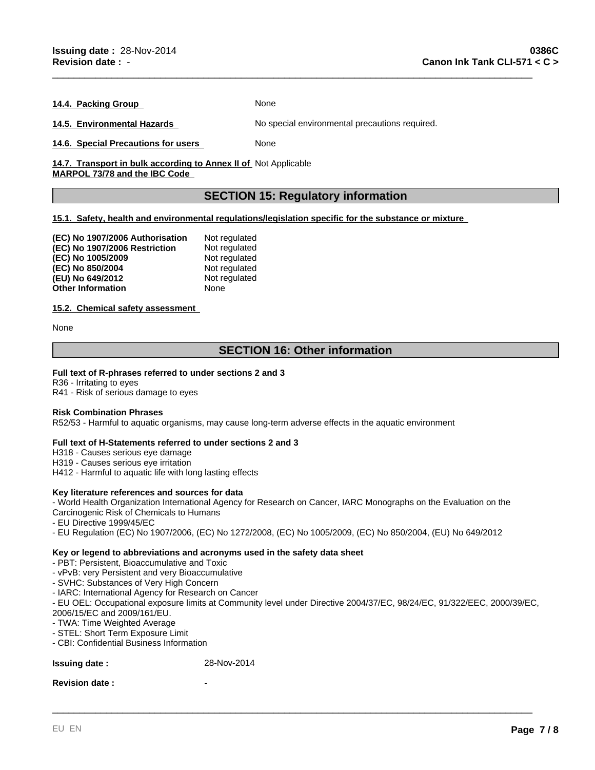| | |
|---|---|
| **14.4. Packing Group** | None |
| **14.5. Environmental Hazards** | No special environmental precautions required. |
| **14.6. Special Precautions for users** | None |
| **14.7. Transport in bulk according to Annex II of MARPOL 73/78 and the IBC Code** | Not Applicable |

## SECTION 15: Regulatory information

**15.1. Safety, health and environmental regulations/legislation specific for the substance or mixture**

| | |
|---|---|
| **(EC) No 1907/2006 Authorisation** | Not regulated |
| **(EC) No 1907/2006 Restriction** | Not regulated |
| **(EC) No 1005/2009** | Not regulated |
| **(EC) No 850/2004** | Not regulated |
| **(EU) No 649/2012** | Not regulated |
| **Other Information** | None |

**15.2. Chemical safety assessment**

None

## SECTION 16: Other information

**Full text of R-phrases referred to under sections 2 and 3**

R36 - Irritating to eyes
R41 - Risk of serious damage to eyes

**Risk Combination Phrases**

R52/53 - Harmful to aquatic organisms, may cause long-term adverse effects in the aquatic environment

**Full text of H-Statements referred to under sections 2 and 3**

H318 - Causes serious eye damage
H319 - Causes serious eye irritation
H412 - Harmful to aquatic life with long lasting effects

**Key literature references and sources for data**

- World Health Organization International Agency for Research on Cancer, IARC Monographs on the Evaluation on the Carcinogenic Risk of Chemicals to Humans
- EU Directive 1999/45/EC
- EU Regulation (EC) No 1907/2006, (EC) No 1272/2008, (EC) No 1005/2009, (EC) No 850/2004, (EU) No 649/2012

**Key or legend to abbreviations and acronyms used in the safety data sheet**

- PBT: Persistent, Bioaccumulative and Toxic
- vPvB: very Persistent and very Bioaccumulative
- SVHC: Substances of Very High Concern
- IARC: International Agency for Research on Cancer
- EU OEL: Occupational exposure limits at Community level under Directive 2004/37/EC, 98/24/EC, 91/322/EEC, 2000/39/EC, 2006/15/EC and 2009/161/EU.
- TWA: Time Weighted Average
- STEL: Short Term Exposure Limit
- CBI: Confidential Business Information

| | |
|---|---|
| **Issuing date :** | 28-Nov-2014 |
| **Revision date :** | - |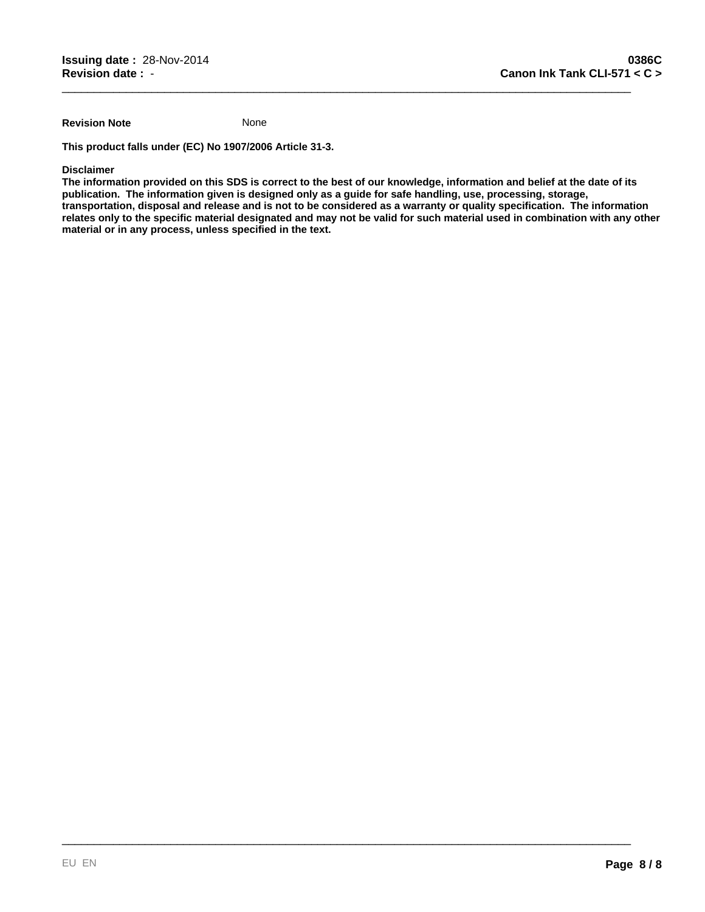**Revision Note** None

**This product falls under (EC) No 1907/2006 Article 31-3.**

**Disclaimer**

**The information provided on this SDS is correct to the best of our knowledge, information and belief at the date of its publication. The information given is designed only as a guide for safe handling, use, processing, storage, transportation, disposal and release and is not to be considered as a warranty or quality specification. The information relates only to the specific material designated and may not be valid for such material used in combination with any other material or in any process, unless specified in the text.**